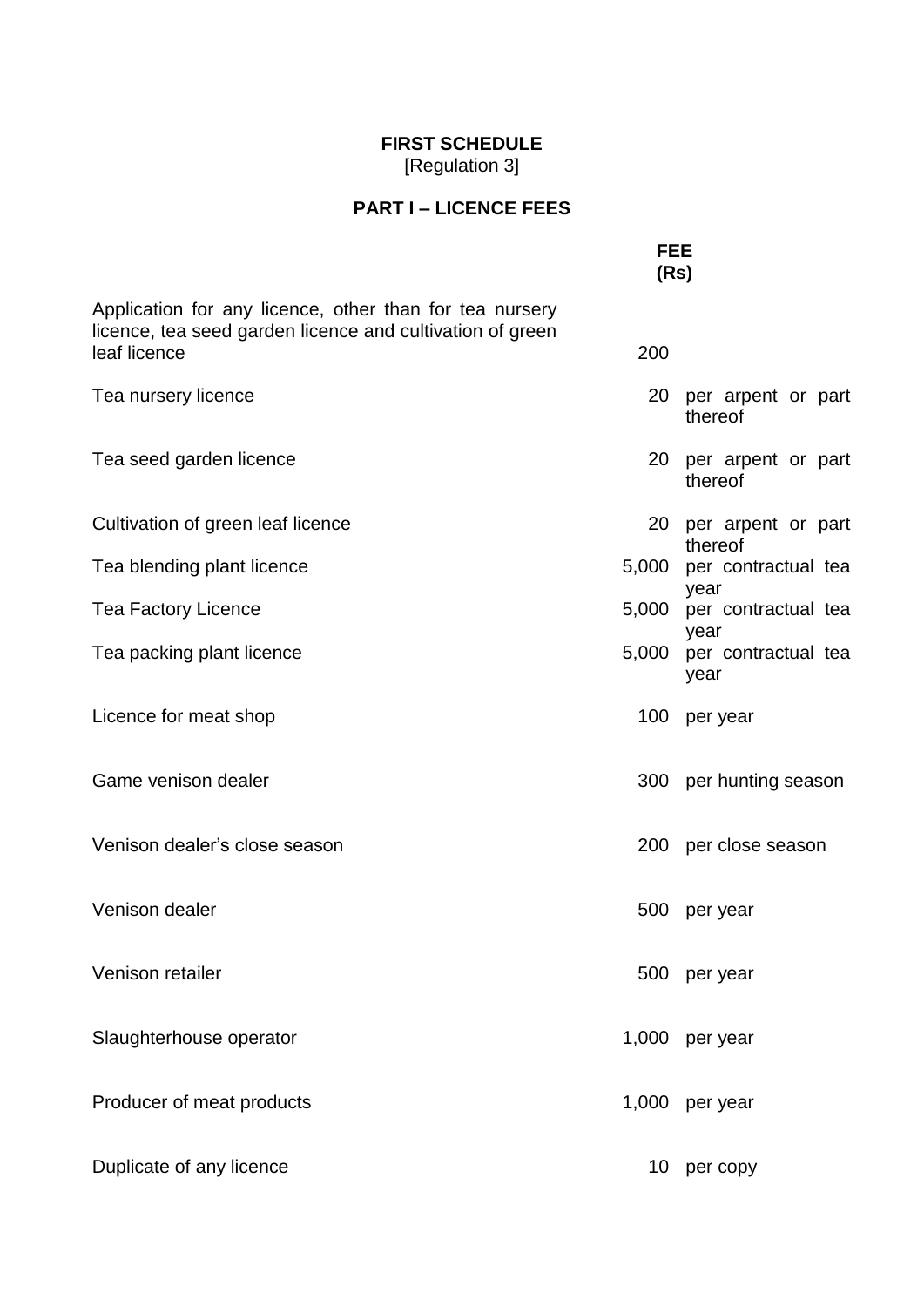**FIRST SCHEDULE**
[Regulation 3]

**PART I – LICENCE FEES**

| | FEE (Rs) | |
|---|---|---|
| Application for any licence, other than for tea nursery licence, tea seed garden licence and cultivation of green leaf licence | 200 | |
| Tea nursery licence | 20 | per arpent or part thereof |
| Tea seed garden licence | 20 | per arpent or part thereof |
| Cultivation of green leaf licence | 20 | per arpent or part thereof |
| Tea blending plant licence | 5,000 | per contractual tea year |
| Tea Factory Licence | 5,000 | per contractual tea year |
| Tea packing plant licence | 5,000 | per contractual tea year |
| Licence for meat shop | 100 | per year |
| Game venison dealer | 300 | per hunting season |
| Venison dealer's close season | 200 | per close season |
| Venison dealer | 500 | per year |
| Venison retailer | 500 | per year |
| Slaughterhouse operator | 1,000 | per year |
| Producer of meat products | 1,000 | per year |
| Duplicate of any licence | 10 | per copy |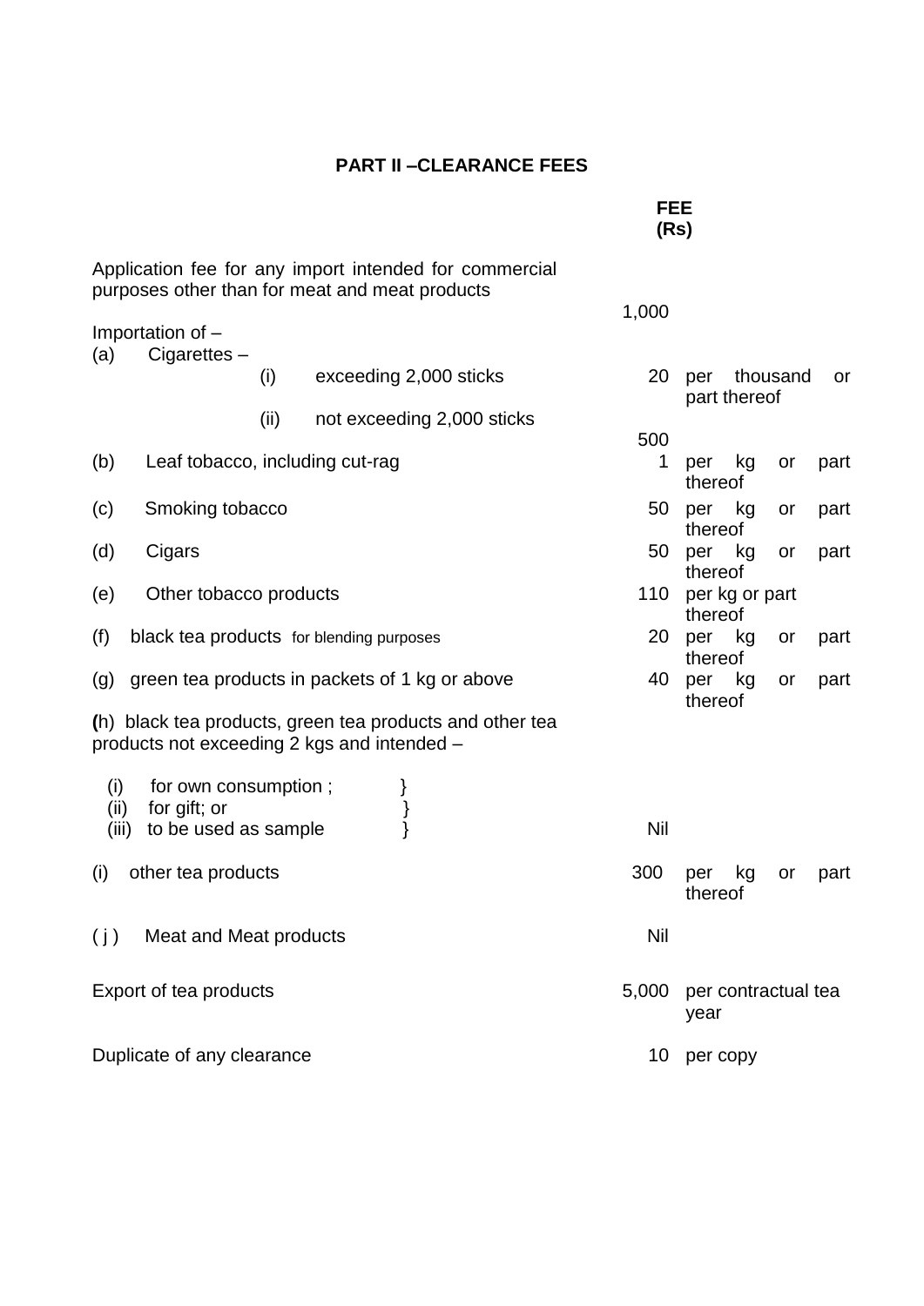## PART II –CLEARANCE FEES

| | FEE (Rs) | |
|---|---|---|
| Application fee for any import intended for commercial purposes other than for meat and meat products | 1,000 | |
| Importation of – | | |
| (a) Cigarettes – | | |
| (i) exceeding 2,000 sticks | 20 | per thousand or part thereof |
| (ii) not exceeding 2,000 sticks | 500 | |
| (b) Leaf tobacco, including cut-rag | 1 | per kg or part thereof |
| (c) Smoking tobacco | 50 | per kg or part thereof |
| (d) Cigars | 50 | per kg or part thereof |
| (e) Other tobacco products | 110 | per kg or part thereof |
| (f) black tea products for blending purposes | 20 | per kg or part thereof |
| (g) green tea products in packets of 1 kg or above | 40 | per kg or part thereof |
| (h) black tea products, green tea products and other tea products not exceeding 2 kgs and intended – | | |
| (i) for own consumption ; (ii) for gift; or (iii) to be used as sample | Nil | |
| (i) other tea products | 300 | per kg or part thereof |
| ( j ) Meat and Meat products | Nil | |
| Export of tea products | 5,000 | per contractual tea year |
| Duplicate of any clearance | 10 | per copy |